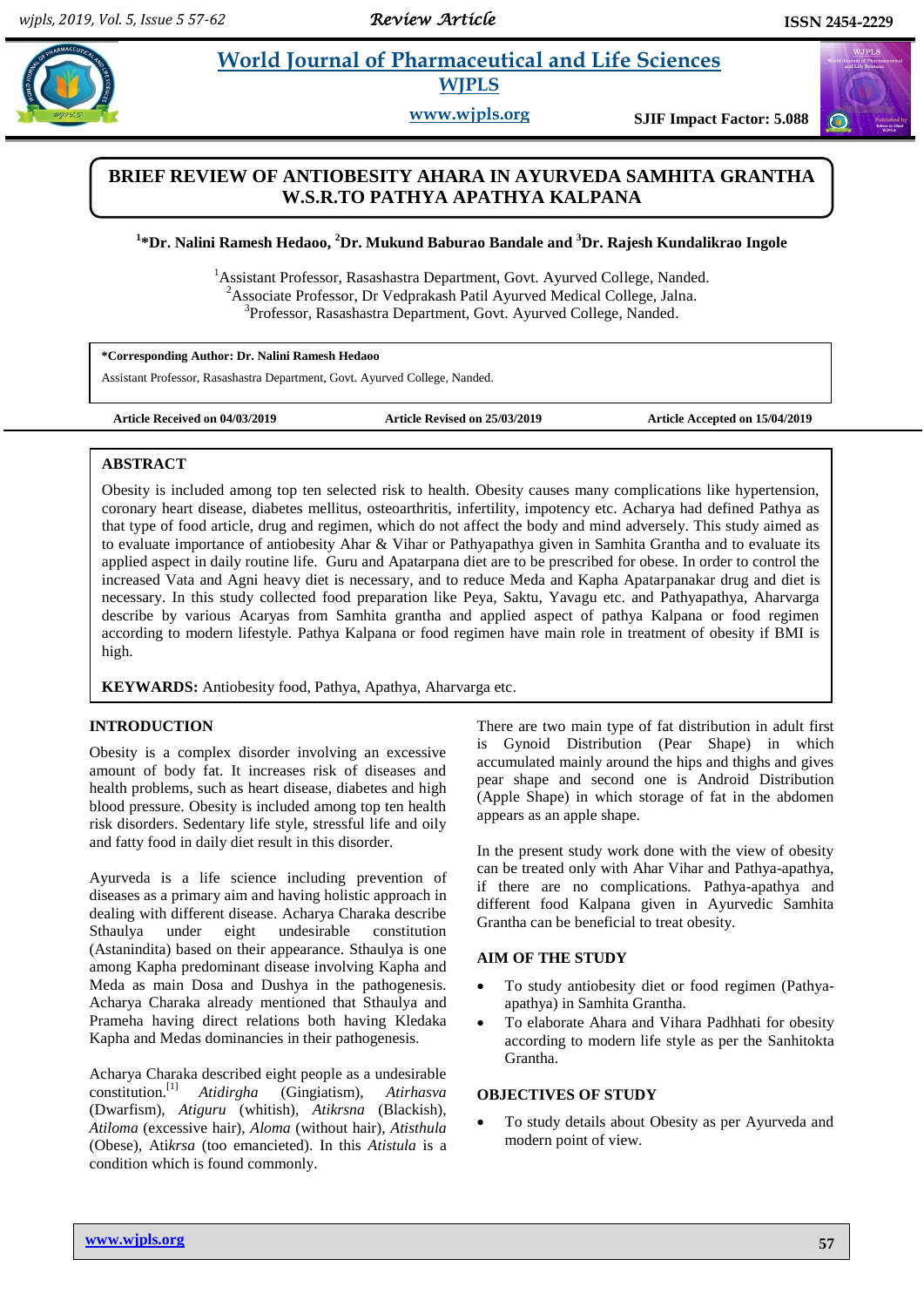# BRIEF REVIEW OF ANTIOBESITY AHARA IN AYURVEDA SAMHITA GRANTHA W.S.R.TO PATHYA APATHYA KALPANA

**[1]*Dr. Nalini Ramesh Hedaoo, [2]Dr. Mukund Baburao Bandale and [3]Dr. Rajesh Kundalikrao Ingole**

[1]Assistant Professor, Rasashastra Department, Govt. Ayurved College, Nanded.
[2]Associate Professor, Dr Vedprakash Patil Ayurved Medical College, Jalna.
[3]Professor, Rasashastra Department, Govt. Ayurved College, Nanded.

**\*Corresponding Author: Dr. Nalini Ramesh Hedaoo**
Assistant Professor, Rasashastra Department, Govt. Ayurved College, Nanded.

**Article Received on 04/03/2019** **Article Revised on 25/03/2019** **Article Accepted on 15/04/2019**

## ABSTRACT

Obesity is included among top ten selected risk to health. Obesity causes many complications like hypertension, coronary heart disease, diabetes mellitus, osteoarthritis, infertility, impotency etc. Acharya had defined Pathya as that type of food article, drug and regimen, which do not affect the body and mind adversely. This study aimed as to evaluate importance of antiobesity Ahar & Vihar or Pathyapathya given in Samhita Grantha and to evaluate its applied aspect in daily routine life. Guru and Apatarpana diet are to be prescribed for obese. In order to control the increased Vata and Agni heavy diet is necessary, and to reduce Meda and Kapha Apatarpanakar drug and diet is necessary. In this study collected food preparation like Peya, Saktu, Yavagu etc. and Pathyapathya, Aharvarga describe by various Acaryas from Samhita grantha and applied aspect of pathya Kalpana or food regimen according to modern lifestyle. Pathya Kalpana or food regimen have main role in treatment of obesity if BMI is high.

**KEYWARDS:** Antiobesity food, Pathya, Apathya, Aharvarga etc.

## INTRODUCTION

Obesity is a complex disorder involving an excessive amount of body fat. It increases risk of diseases and health problems, such as heart disease, diabetes and high blood pressure. Obesity is included among top ten health risk disorders. Sedentary life style, stressful life and oily and fatty food in daily diet result in this disorder.

Ayurveda is a life science including prevention of diseases as a primary aim and having holistic approach in dealing with different disease. Acharya Charaka describe Sthaulya under eight undesirable constitution (Astanindita) based on their appearance. Sthaulya is one among Kapha predominant disease involving Kapha and Meda as main Dosa and Dushya in the pathogenesis. Acharya Charaka already mentioned that Sthaulya and Prameha having direct relations both having Kledaka Kapha and Medas dominancies in their pathogenesis.

Acharya Charaka described eight people as a undesirable constitution.[1] *Atidirgha* (Gingiatism), *Atirhasva* (Dwarfism), *Atiguru* (whitish), *Atikrsna* (Blackish), *Atiloma* (excessive hair), *Aloma* (without hair), *Atisthula* (Obese), Ati*krsa* (too emancieted). In this *Atistula* is a condition which is found commonly.

There are two main type of fat distribution in adult first is Gynoid Distribution (Pear Shape) in which accumulated mainly around the hips and thighs and gives pear shape and second one is Android Distribution (Apple Shape) in which storage of fat in the abdomen appears as an apple shape.

In the present study work done with the view of obesity can be treated only with Ahar Vihar and Pathya-apathya, if there are no complications. Pathya-apathya and different food Kalpana given in Ayurvedic Samhita Grantha can be beneficial to treat obesity.

## AIM OF THE STUDY

- To study antiobesity diet or food regimen (Pathya-apathya) in Samhita Grantha.
- To elaborate Ahara and Vihara Padhhati for obesity according to modern life style as per the Sanhitokta Grantha.

## OBJECTIVES OF STUDY

- To study details about Obesity as per Ayurveda and modern point of view.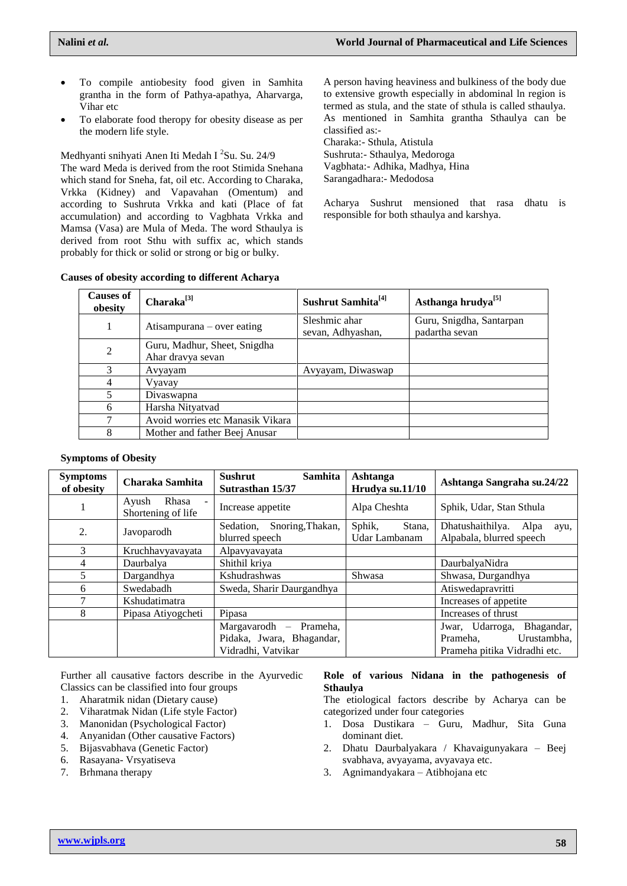- To compile antiobesity food given in Samhita grantha in the form of Pathya-apathya, Aharvarga, Vihar etc
- To elaborate food theropy for obesity disease as per the modern life style.

Medhyanti snihyati Anen Iti Medah I [2]Su. Su. 24/9

The ward Meda is derived from the root Stimida Snehana which stand for Sneha, fat, oil etc. According to Charaka, Vrkka (Kidney) and Vapavahan (Omentum) and according to Sushruta Vrkka and kati (Place of fat accumulation) and according to Vagbhata Vrkka and Mamsa (Vasa) are Mula of Meda. The word Sthaulya is derived from root Sthu with suffix ac, which stands probably for thick or solid or strong or big or bulky.

A person having heaviness and bulkiness of the body due to extensive growth especially in abdominal ln region is termed as stula, and the state of sthula is called sthaulya. As mentioned in Samhita grantha Sthaulya can be classified as:-

Charaka:- Sthula, Atistula

Sushruta:- Sthaulya, Medoroga

Vagbhata:- Adhika, Madhya, Hina

Sarangadhara:- Medodosa

Acharya Sushrut mensioned that rasa dhatu is responsible for both sthaulya and karshya.

**Causes of obesity according to different Acharya**

| Causes of obesity | Charaka[3] | Sushrut Samhita[4] | Asthanga hrudya[5] |
|---|---|---|---|
| 1 | Atisampurana – over eating | Sleshmic ahar sevan, Adhyashan, | Guru, Snigdha, Santarpan padartha sevan |
| 2 | Guru, Madhur, Sheet, Snigdha Ahar dravya sevan | | |
| 3 | Avyayam | Avyayam, Diwaswap | |
| 4 | Vyavay | | |
| 5 | Divaswapna | | |
| 6 | Harsha Nityatvad | | |
| 7 | Avoid worries etc Manasik Vikara | | |
| 8 | Mother and father Beej Anusar | | |

**Symptoms of Obesity**

| Symptoms of obesity | Charaka Samhita | Sushrut Samhita Sutrasthan 15/37 | Ashtanga Hrudya su.11/10 | Ashtanga Sangraha su.24/22 |
|---|---|---|---|---|
| 1 | Ayush Rhasa - Shortening of life | Increase appetite | Alpa Cheshta | Sphik, Udar, Stan Sthula |
| 2. | Javoparodh | Sedation, Snoring,Thakan, blurred speech | Sphik, Stana, Udar Lambanam | Dhatushaithilya. Alpa ayu, Alpabala, blurred speech |
| 3 | Kruchhavyavayata | Alpavyavayata | | |
| 4 | Daurbalya | Shithil kriya | | DaurbalyaNidra |
| 5 | Dargandhya | Kshudrashwas | Shwasa | Shwasa, Durgandhya |
| 6 | Swedabadh | Sweda, Sharir Daurgandhya | | Atiswedapravritti |
| 7 | Kshudatimatra | | | Increases of appetite |
| 8 | Pipasa Atiyogcheti | Pipasa | | Increases of thrust |
| | | Margavarodh – Prameha, Pidaka, Jwara, Bhagandar, Vidradhi, Vatvikar | | Jwar, Udarroga, Bhagandar, Prameha, Urustambha, Prameha pitika Vidradhi etc. |

Further all causative factors describe in the Ayurvedic Classics can be classified into four groups

1. Aharatmik nidan (Dietary cause)
2. Viharatmak Nidan (Life style Factor)
3. Manonidan (Psychological Factor)
4. Anyanidan (Other causative Factors)
5. Bijasvabhava (Genetic Factor)
6. Rasayana- Vrsyatiseva
7. Brhmana therapy

**Role of various Nidana in the pathogenesis of Sthaulya**

The etiological factors describe by Acharya can be categorized under four categories

1. Dosa Dustikara – Guru, Madhur, Sita Guna dominant diet.
2. Dhatu Daurbalyakara / Khavaigunyakara – Beej svabhava, avyayama, avyavaya etc.
3. Agnimandyakara – Atibhojana etc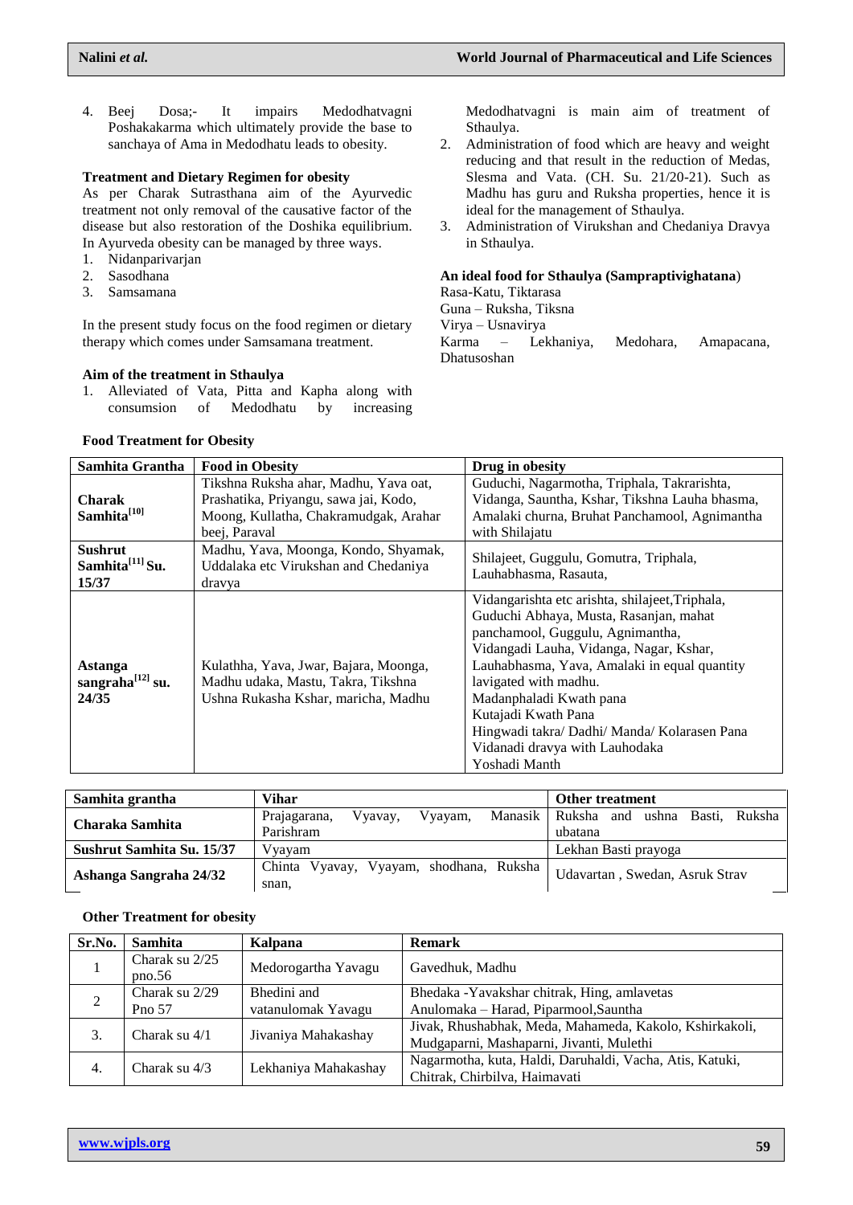4. Beej Dosa;- It impairs Medodhatvagni Poshakakarma which ultimately provide the base to sanchaya of Ama in Medodhatu leads to obesity.

**Treatment and Dietary Regimen for obesity**

As per Charak Sutrasthana aim of the Ayurvedic treatment not only removal of the causative factor of the disease but also restoration of the Doshika equilibrium. In Ayurveda obesity can be managed by three ways.

1. Nidanparivarjan
2. Sasodhana
3. Samsamana

In the present study focus on the food regimen or dietary therapy which comes under Samsamana treatment.

**Aim of the treatment in Sthaulya**

1. Alleviated of Vata, Pitta and Kapha along with consumsion of Medodhatu by increasing Medodhatvagni is main aim of treatment of Sthaulya.
2. Administration of food which are heavy and weight reducing and that result in the reduction of Medas, Slesma and Vata. (CH. Su. 21/20-21). Such as Madhu has guru and Ruksha properties, hence it is ideal for the management of Sthaulya.
3. Administration of Virukshan and Chedaniya Dravya in Sthaulya.

**An ideal food for Sthaulya (Sampraptivighatana)**

Rasa-Katu, Tiktarasa
Guna – Ruksha, Tiksna
Virya – Usnavirya
Karma – Lekhaniya, Medohara, Amapacana, Dhatusoshan

**Food Treatment for Obesity**

| Samhita Grantha | Food in Obesity | Drug in obesity |
|---|---|---|
| **Charak Samhita[10]** | Tikshna Ruksha ahar, Madhu, Yava oat, Prashatika, Priyangu, sawa jai, Kodo, Moong, Kullatha, Chakramudgak, Arahar beej, Paraval | Guduchi, Nagarmotha, Triphala, Takrarishta, Vidanga, Sauntha, Kshar, Tikshna Lauha bhasma, Amalaki churna, Bruhat Panchamool, Agnimantha with Shilajatu |
| **Sushrut Samhita[11] Su. 15/37** | Madhu, Yava, Moonga, Kondo, Shyamak, Uddalaka etc Virukshan and Chedaniya dravya | Shilajeet, Guggulu, Gomutra, Triphala, Lauhabhasma, Rasauta, |
| **Astanga sangraha[12] su. 24/35** | Kulathha, Yava, Jwar, Bajara, Moonga, Madhu udaka, Mastu, Takra, Tikshna Ushna Rukasha Kshar, maricha, Madhu | Vidangarishta etc arishta, shilajeet,Triphala, Guduchi Abhaya, Musta, Rasanjan, mahat panchamool, Guggulu, Agnimantha, Vidangadi Lauha, Vidanga, Nagar, Kshar, Lauhabhasma, Yava, Amalaki in equal quantity lavigated with madhu. Madanphaladi Kwath pana Kutajadi Kwath Pana Hingwadi takra/ Dadhi/ Manda/ Kolarasen Pana Vidanadi dravya with Lauhodaka Yoshadi Manth |

| Samhita grantha | Vihar | Other treatment |
|---|---|---|
| **Charaka Samhita** | Prajagarana, Vyavay, Vyayam, Manasik Parishram | Ruksha and ushna Basti, Ruksha ubatana |
| **Sushrut Samhita Su. 15/37** | Vyayam | Lekhan Basti prayoga |
| **Ashanga Sangraha 24/32** | Chinta Vyavay, Vyayam, shodhana, Ruksha snan, | Udavartan , Swedan, Asruk Strav |

**Other Treatment for obesity**

| Sr.No. | Samhita | Kalpana | Remark |
|---|---|---|---|
| 1 | Charak su 2/25 pno.56 | Medorogartha Yavagu | Gavedhuk, Madhu |
| 2 | Charak su 2/29 Pno 57 | Bhedini and vatanulomak Yavagu | Bhedaka -Yavakshar chitrak, Hing, amlavetas Anulomaka – Harad, Piparmool,Sauntha |
| 3. | Charak su 4/1 | Jivaniya Mahakashay | Jivak, Rhushabhak, Meda, Mahameda, Kakolo, Kshirkakoli, Mudgaparni, Mashaparni, Jivanti, Mulethi |
| 4. | Charak su 4/3 | Lekhaniya Mahakashay | Nagarmotha, kuta, Haldi, Daruhaldi, Vacha, Atis, Katuki, Chitrak, Chirbilva, Haimavati |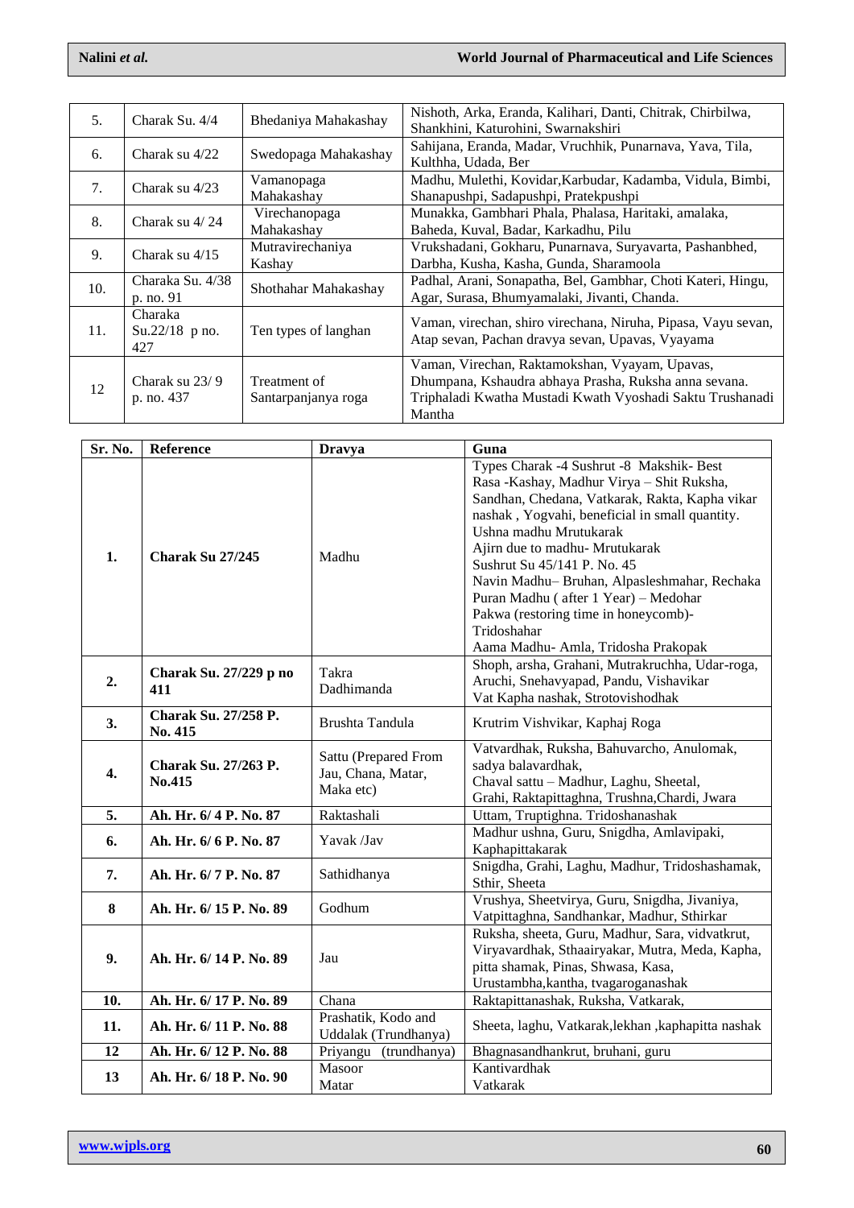| | | | |
|---|---|---|---|
| 5. | Charak Su. 4/4 | Bhedaniya Mahakashay | Nishoth, Arka, Eranda, Kalihari, Danti, Chitrak, Chirbilwa, Shankhini, Katurohini, Swarnakshiri |
| 6. | Charak su 4/22 | Swedopaga Mahakashay | Sahijana, Eranda, Madar, Vruchhik, Punarnava, Yava, Tila, Kulthha, Udada, Ber |
| 7. | Charak su 4/23 | Vamanopaga Mahakashay | Madhu, Mulethi, Kovidar,Karbudar, Kadamba, Vidula, Bimbi, Shanapushpi, Sadapushpi, Pratekpushpi |
| 8. | Charak su 4/ 24 | Virechanopaga Mahakashay | Munakka, Gambhari Phala, Phalasa, Haritaki, amalaka, Baheda, Kuval, Badar, Karkadhu, Pilu |
| 9. | Charak su 4/15 | Mutravirechaniya Kashay | Vrukshadani, Gokharu, Punarnava, Suryavarta, Pashanbhed, Darbha, Kusha, Kasha, Gunda, Sharamoola |
| 10. | Charaka Su. 4/38 p. no. 91 | Shothahar Mahakashay | Padhal, Arani, Sonapatha, Bel, Gambhar, Choti Kateri, Hingu, Agar, Surasa, Bhumyamalaki, Jivanti, Chanda. |
| 11. | Charaka Su.22/18 p no. 427 | Ten types of langhan | Vaman, virechan, shiro virechana, Niruha, Pipasa, Vayu sevan, Atap sevan, Pachan dravya sevan, Upavas, Vyayama |
| 12 | Charak su 23/ 9 p. no. 437 | Treatment of Santarpanjanya roga | Vaman, Virechan, Raktamokshan, Vyayam, Upavas, Dhumpana, Kshaudra abhaya Prasha, Ruksha anna sevana. Triphaladi Kwatha Mustadi Kwath Vyoshadi Saktu Trushanadi Mantha |

| Sr. No. | Reference | Dravya | Guna |
|---|---|---|---|
| **1.** | **Charak Su 27/245** | Madhu | Types Charak -4 Sushrut -8 Makshik- Best<br>Rasa -Kashay, Madhur Virya – Shit Ruksha, Sandhan, Chedana, Vatkarak, Rakta, Kapha vikar nashak , Yogvahi, beneficial in small quantity.<br>Ushna madhu Mrutukarak<br>Ajirn due to madhu- Mrutukarak<br>Sushrut Su 45/141 P. No. 45<br>Navin Madhu– Bruhan, Alpasleshmahar, Rechaka<br>Puran Madhu ( after 1 Year) – Medohar<br>Pakwa (restoring time in honeycomb)- Tridoshahar<br>Aama Madhu- Amla, Tridosha Prakopak |
| **2.** | **Charak Su. 27/229 p no 411** | Takra Dadhimanda | Shoph, arsha, Grahani, Mutrakruchha, Udar-roga, Aruchi, Snehavyapad, Pandu, Vishavikar<br>Vat Kapha nashak, Strotovishodhak |
| **3.** | **Charak Su. 27/258 P. No. 415** | Brushta Tandula | Krutrim Vishvikar, Kaphaj Roga |
| **4.** | **Charak Su. 27/263 P. No.415** | Sattu (Prepared From Jau, Chana, Matar, Maka etc) | Vatvardhak, Ruksha, Bahuvarcho, Anulomak, sadya balavardhak,<br>Chaval sattu – Madhur, Laghu, Sheetal, Grahi, Raktapittaghna, Trushna,Chardi, Jwara |
| **5.** | **Ah. Hr. 6/ 4 P. No. 87** | Raktashali | Uttam, Truptighna. Tridoshanashak |
| **6.** | **Ah. Hr. 6/ 6 P. No. 87** | Yavak /Jav | Madhur ushna, Guru, Snigdha, Amlavipaki, Kaphapittakarak |
| **7.** | **Ah. Hr. 6/ 7 P. No. 87** | Sathidhanya | Snigdha, Grahi, Laghu, Madhur, Tridoshashamak, Sthir, Sheeta |
| **8** | **Ah. Hr. 6/ 15 P. No. 89** | Godhum | Vrushya, Sheetvirya, Guru, Snigdha, Jivaniya, Vatpittaghna, Sandhankar, Madhur, Sthirkar |
| **9.** | **Ah. Hr. 6/ 14 P. No. 89** | Jau | Ruksha, sheeta, Guru, Madhur, Sara, vidvatkrut, Viryavardhak, Sthaairyakar, Mutra, Meda, Kapha, pitta shamak, Pinas, Shwasa, Kasa, Urustambha,kantha, tvagaroganashak |
| **10.** | **Ah. Hr. 6/ 17 P. No. 89** | Chana | Raktapittanashak, Ruksha, Vatkarak, |
| **11.** | **Ah. Hr. 6/ 11 P. No. 88** | Prashatik, Kodo and Uddalak (Trundhanya) | Sheeta, laghu, Vatkarak,lekhan ,kaphapitta nashak |
| **12** | **Ah. Hr. 6/ 12 P. No. 88** | Priyangu (trundhanya) | Bhagnasandhankrut, bruhani, guru |
| **13** | **Ah. Hr. 6/ 18 P. No. 90** | Masoor<br>Matar | Kantivardhak<br>Vatkarak |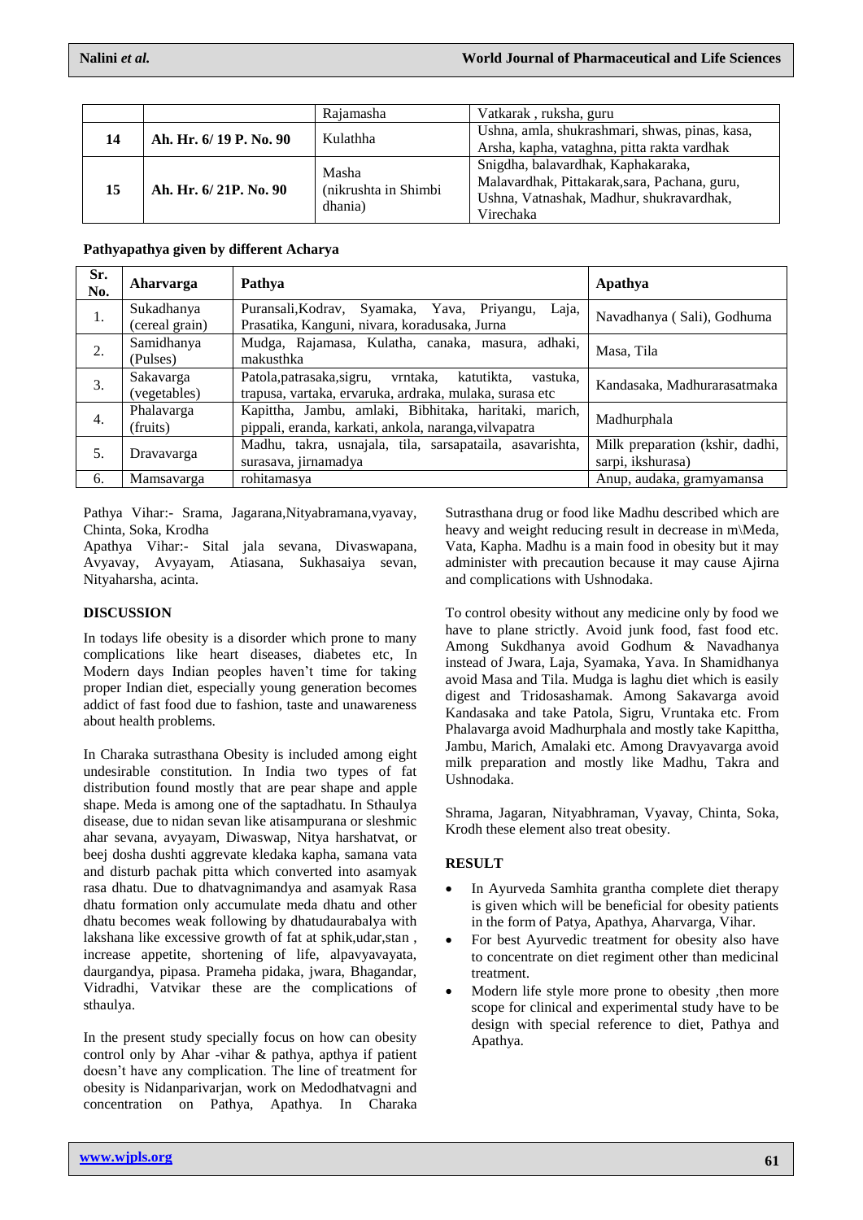|  |  | Rajamasha | Vatkarak , ruksha, guru |
|---|---|---|---|
| **14** | **Ah. Hr. 6/ 19 P. No. 90** | Kulathha | Ushna, amla, shukrashmari, shwas, pinas, kasa, Arsha, kapha, vataghna, pitta rakta vardhak |
| **15** | **Ah. Hr. 6/ 21P. No. 90** | Masha (nikrushta in Shimbi dhania) | Snigdha, balavardhak, Kaphakaraka, Malavardhak, Pittakarak,sara, Pachana, guru, Ushna, Vatnashak, Madhur, shukravardhak, Virechaka |

**Pathyapathya given by different Acharya**

| Sr. No. | Aharvarga | Pathya | Apathya |
|---|---|---|---|
| 1. | Sukadhanya (cereal grain) | Puransali,Kodrav, Syamaka, Yava, Priyangu, Laja, Prasatika, Kanguni, nivara, koradusaka, Jurna | Navadhanya ( Sali), Godhuma |
| 2. | Samidhanya (Pulses) | Mudga, Rajamasa, Kulatha, canaka, masura, adhaki, makusthka | Masa, Tila |
| 3. | Sakavarga (vegetables) | Patola,patrasaka,sigru, vrntaka, katutikta, vastuka, trapusa, vartaka, ervaruka, ardraka, mulaka, surasa etc | Kandasaka, Madhurarasatmaka |
| 4. | Phalavarga (fruits) | Kapittha, Jambu, amlaki, Bibhitaka, haritaki, marich, pippali, eranda, karkati, ankola, naranga,vilvapatra | Madhurphala |
| 5. | Dravavarga | Madhu, takra, usnajala, tila, sarsapataila, asavarishta, surasava, jirnamadya | Milk preparation (kshir, dadhi, sarpi, ikshurasa) |
| 6. | Mamsavarga | rohitamasya | Anup, audaka, gramyamansa |

Pathya Vihar:- Srama, Jagarana,Nityabramana,vyavay, Chinta, Soka, Krodha

Apathya Vihar:- Sital jala sevana, Divaswapana, Avyavay, Avyayam, Atiasana, Sukhasaiya sevan, Nityaharsha, acinta.

## DISCUSSION

In todays life obesity is a disorder which prone to many complications like heart diseases, diabetes etc, In Modern days Indian peoples haven't time for taking proper Indian diet, especially young generation becomes addict of fast food due to fashion, taste and unawareness about health problems.

In Charaka sutrasthana Obesity is included among eight undesirable constitution. In India two types of fat distribution found mostly that are pear shape and apple shape. Meda is among one of the saptadhatu. In Sthaulya disease, due to nidan sevan like atisampurana or sleshmic ahar sevana, avyayam, Diwaswap, Nitya harshatvat, or beej dosha dushti aggrevate kledaka kapha, samana vata and disturb pachak pitta which converted into asamyak rasa dhatu. Due to dhatvagnimandya and asamyak Rasa dhatu formation only accumulate meda dhatu and other dhatu becomes weak following by dhatudaurabalya with lakshana like excessive growth of fat at sphik,udar,stan , increase appetite, shortening of life, alpavyavayata, daurgandya, pipasa. Prameha pidaka, jwara, Bhagandar, Vidradhi, Vatvikar these are the complications of sthaulya.

In the present study specially focus on how can obesity control only by Ahar -vihar & pathya, apthya if patient doesn't have any complication. The line of treatment for obesity is Nidanparivarjan, work on Medodhatvagni and concentration on Pathya, Apathya. In Charaka Sutrasthana drug or food like Madhu described which are heavy and weight reducing result in decrease in m\Meda, Vata, Kapha. Madhu is a main food in obesity but it may administer with precaution because it may cause Ajirna and complications with Ushnodaka.

To control obesity without any medicine only by food we have to plane strictly. Avoid junk food, fast food etc. Among Sukdhanya avoid Godhum & Navadhanya instead of Jwara, Laja, Syamaka, Yava. In Shamidhanya avoid Masa and Tila. Mudga is laghu diet which is easily digest and Tridosashamak. Among Sakavarga avoid Kandasaka and take Patola, Sigru, Vruntaka etc. From Phalavarga avoid Madhurphala and mostly take Kapittha, Jambu, Marich, Amalaki etc. Among Dravyavarga avoid milk preparation and mostly like Madhu, Takra and Ushnodaka.

Shrama, Jagaran, Nityabhraman, Vyavay, Chinta, Soka, Krodh these element also treat obesity.

## RESULT

- In Ayurveda Samhita grantha complete diet therapy is given which will be beneficial for obesity patients in the form of Patya, Apathya, Aharvarga, Vihar.
- For best Ayurvedic treatment for obesity also have to concentrate on diet regiment other than medicinal treatment.
- Modern life style more prone to obesity ,then more scope for clinical and experimental study have to be design with special reference to diet, Pathya and Apathya.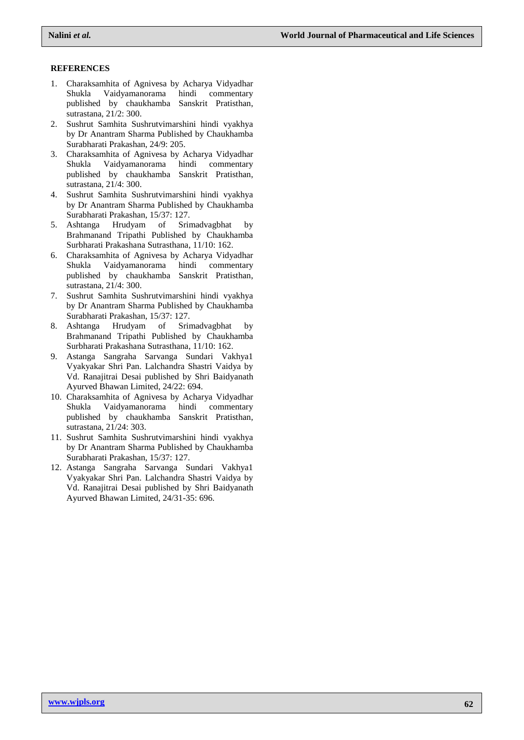## REFERENCES

1. Charaksamhita of Agnivesa by Acharya Vidyadhar Shukla Vaidyamanorama hindi commentary published by chaukhamba Sanskrit Pratisthan, sutrastana, 21/2: 300.
2. Sushrut Samhita Sushrutvimarshini hindi vyakhya by Dr Anantram Sharma Published by Chaukhamba Surabharati Prakashan, 24/9: 205.
3. Charaksamhita of Agnivesa by Acharya Vidyadhar Shukla Vaidyamanorama hindi commentary published by chaukhamba Sanskrit Pratisthan, sutrastana, 21/4: 300.
4. Sushrut Samhita Sushrutvimarshini hindi vyakhya by Dr Anantram Sharma Published by Chaukhamba Surabharati Prakashan, 15/37: 127.
5. Ashtanga Hrudyam of Srimadvagbhat by Brahmanand Tripathi Published by Chaukhamba Surbharati Prakashana Sutrasthana, 11/10: 162.
6. Charaksamhita of Agnivesa by Acharya Vidyadhar Shukla Vaidyamanorama hindi commentary published by chaukhamba Sanskrit Pratisthan, sutrastana, 21/4: 300.
7. Sushrut Samhita Sushrutvimarshini hindi vyakhya by Dr Anantram Sharma Published by Chaukhamba Surabharati Prakashan, 15/37: 127.
8. Ashtanga Hrudyam of Srimadvagbhat by Brahmanand Tripathi Published by Chaukhamba Surbharati Prakashana Sutrasthana, 11/10: 162.
9. Astanga Sangraha Sarvanga Sundari Vakhya1 Vyakyakar Shri Pan. Lalchandra Shastri Vaidya by Vd. Ranajitrai Desai published by Shri Baidyanath Ayurved Bhawan Limited, 24/22: 694.
10. Charaksamhita of Agnivesa by Acharya Vidyadhar Shukla Vaidyamanorama hindi commentary published by chaukhamba Sanskrit Pratisthan, sutrastana, 21/24: 303.
11. Sushrut Samhita Sushrutvimarshini hindi vyakhya by Dr Anantram Sharma Published by Chaukhamba Surabharati Prakashan, 15/37: 127.
12. Astanga Sangraha Sarvanga Sundari Vakhya1 Vyakyakar Shri Pan. Lalchandra Shastri Vaidya by Vd. Ranajitrai Desai published by Shri Baidyanath Ayurved Bhawan Limited, 24/31-35: 696.